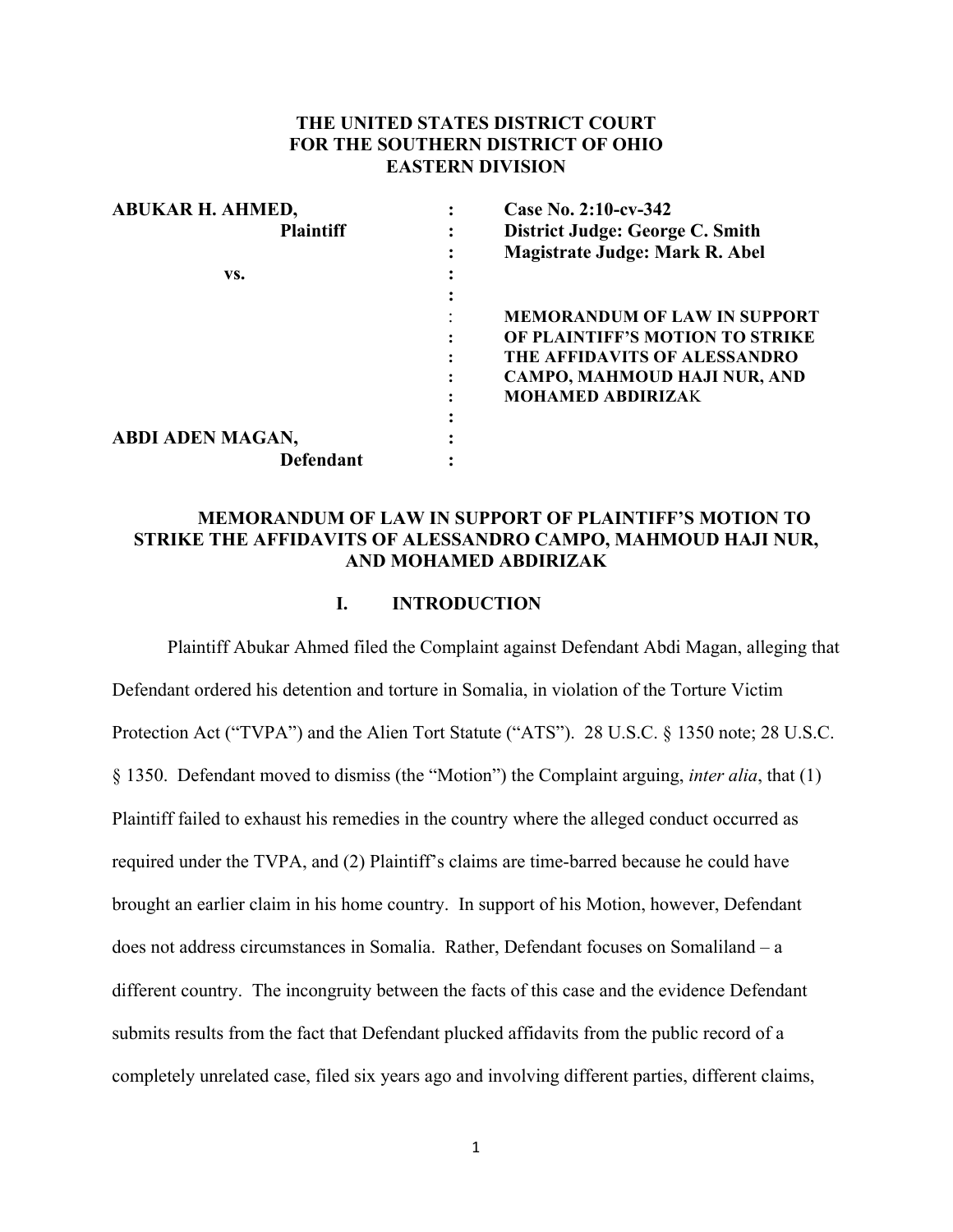**THE UNITED STATES DISTRICT COURT**
**FOR THE SOUTHERN DISTRICT OF OHIO**
**EASTERN DIVISION**

| | | |
|---|---|---|
| **ABUKAR H. AHMED,** | : | **Case No. 2:10-cv-342** |
| **Plaintiff** | : | **District Judge: George C. Smith** |
| | : | **Magistrate Judge: Mark R. Abel** |
| **vs.** | : | |
| | : | |
| | : | **MEMORANDUM OF LAW IN SUPPORT OF PLAINTIFF'S MOTION TO STRIKE THE AFFIDAVITS OF ALESSANDRO CAMPO, MAHMOUD HAJI NUR, AND MOHAMED ABDIRIZAK** |
| | : | |
| **ABDI ADEN MAGAN,** | : | |
| **Defendant** | : | |

## MEMORANDUM OF LAW IN SUPPORT OF PLAINTIFF'S MOTION TO STRIKE THE AFFIDAVITS OF ALESSANDRO CAMPO, MAHMOUD HAJI NUR, AND MOHAMED ABDIRIZAK

### I. INTRODUCTION

Plaintiff Abukar Ahmed filed the Complaint against Defendant Abdi Magan, alleging that Defendant ordered his detention and torture in Somalia, in violation of the Torture Victim Protection Act ("TVPA") and the Alien Tort Statute ("ATS"). 28 U.S.C. § 1350 note; 28 U.S.C. § 1350. Defendant moved to dismiss (the "Motion") the Complaint arguing, *inter alia*, that (1) Plaintiff failed to exhaust his remedies in the country where the alleged conduct occurred as required under the TVPA, and (2) Plaintiff's claims are time-barred because he could have brought an earlier claim in his home country. In support of his Motion, however, Defendant does not address circumstances in Somalia. Rather, Defendant focuses on Somaliland – a different country. The incongruity between the facts of this case and the evidence Defendant submits results from the fact that Defendant plucked affidavits from the public record of a completely unrelated case, filed six years ago and involving different parties, different claims,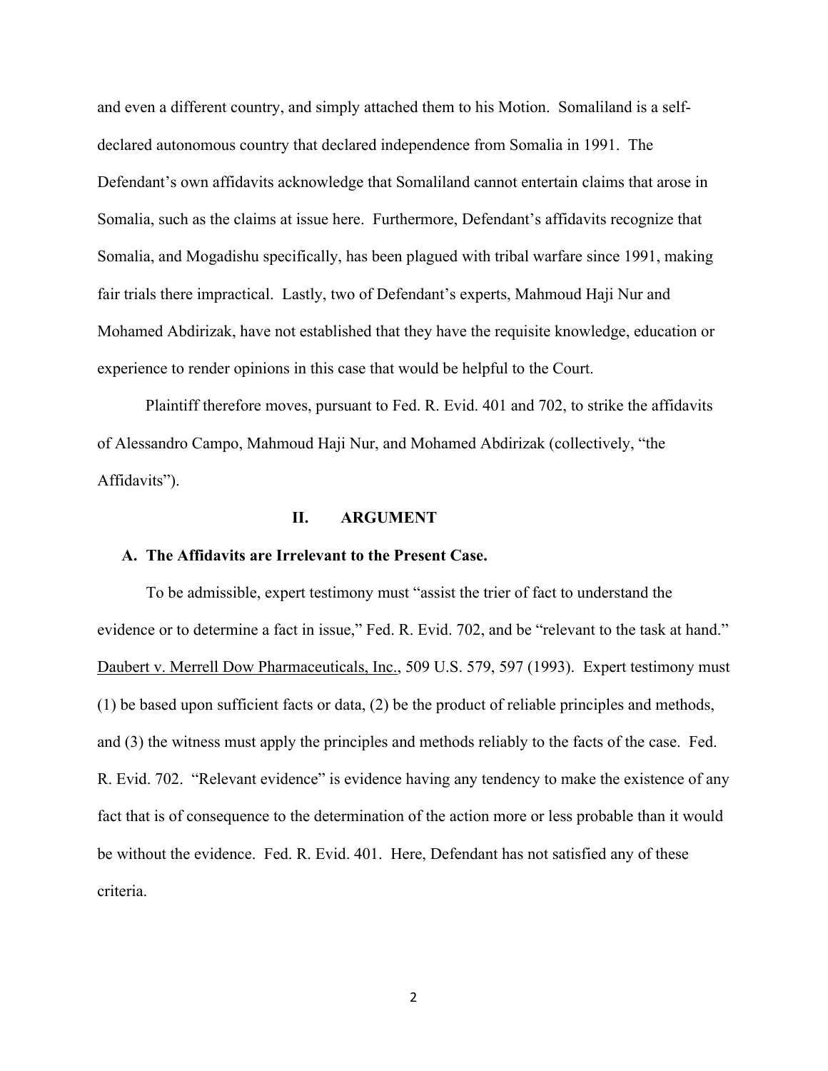and even a different country, and simply attached them to his Motion. Somaliland is a self-declared autonomous country that declared independence from Somalia in 1991. The Defendant's own affidavits acknowledge that Somaliland cannot entertain claims that arose in Somalia, such as the claims at issue here. Furthermore, Defendant's affidavits recognize that Somalia, and Mogadishu specifically, has been plagued with tribal warfare since 1991, making fair trials there impractical. Lastly, two of Defendant's experts, Mahmoud Haji Nur and Mohamed Abdirizak, have not established that they have the requisite knowledge, education or experience to render opinions in this case that would be helpful to the Court.

Plaintiff therefore moves, pursuant to Fed. R. Evid. 401 and 702, to strike the affidavits of Alessandro Campo, Mahmoud Haji Nur, and Mohamed Abdirizak (collectively, "the Affidavits").

## II. ARGUMENT

### A. The Affidavits are Irrelevant to the Present Case.

To be admissible, expert testimony must "assist the trier of fact to understand the evidence or to determine a fact in issue," Fed. R. Evid. 702, and be "relevant to the task at hand." Daubert v. Merrell Dow Pharmaceuticals, Inc., 509 U.S. 579, 597 (1993). Expert testimony must (1) be based upon sufficient facts or data, (2) be the product of reliable principles and methods, and (3) the witness must apply the principles and methods reliably to the facts of the case. Fed. R. Evid. 702. "Relevant evidence" is evidence having any tendency to make the existence of any fact that is of consequence to the determination of the action more or less probable than it would be without the evidence. Fed. R. Evid. 401. Here, Defendant has not satisfied any of these criteria.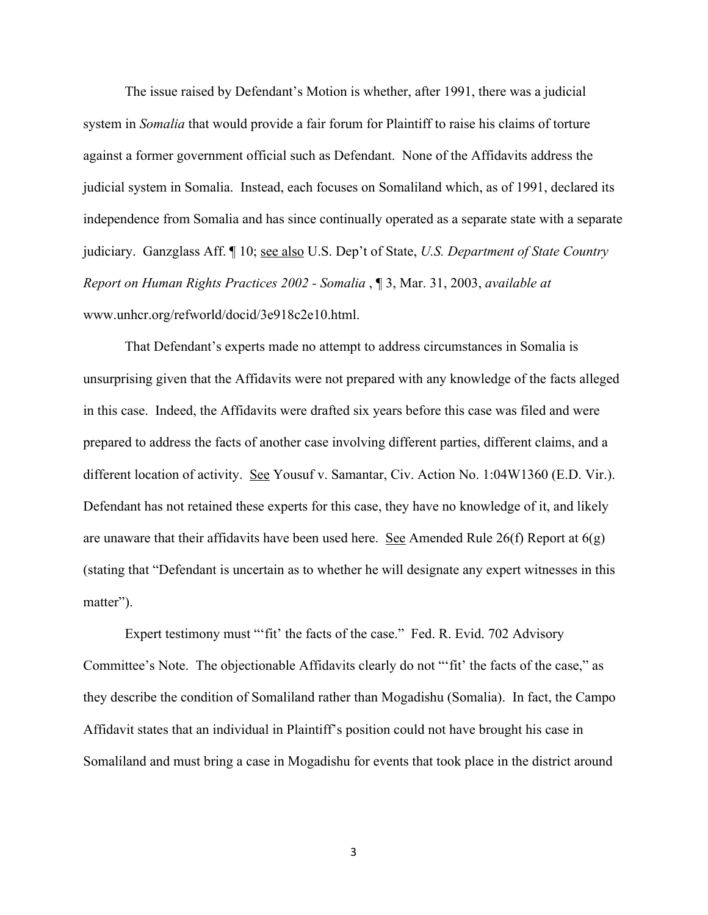The issue raised by Defendant's Motion is whether, after 1991, there was a judicial system in *Somalia* that would provide a fair forum for Plaintiff to raise his claims of torture against a former government official such as Defendant. None of the Affidavits address the judicial system in Somalia. Instead, each focuses on Somaliland which, as of 1991, declared its independence from Somalia and has since continually operated as a separate state with a separate judiciary. Ganzglass Aff. ¶ 10; see also U.S. Dep't of State, *U.S. Department of State Country Report on Human Rights Practices 2002 - Somalia* , ¶ 3, Mar. 31, 2003, *available at* www.unhcr.org/refworld/docid/3e918c2e10.html.

That Defendant's experts made no attempt to address circumstances in Somalia is unsurprising given that the Affidavits were not prepared with any knowledge of the facts alleged in this case. Indeed, the Affidavits were drafted six years before this case was filed and were prepared to address the facts of another case involving different parties, different claims, and a different location of activity. See Yousuf v. Samantar, Civ. Action No. 1:04W1360 (E.D. Vir.). Defendant has not retained these experts for this case, they have no knowledge of it, and likely are unaware that their affidavits have been used here. See Amended Rule 26(f) Report at 6(g) (stating that "Defendant is uncertain as to whether he will designate any expert witnesses in this matter").

Expert testimony must "'fit' the facts of the case." Fed. R. Evid. 702 Advisory Committee's Note. The objectionable Affidavits clearly do not "'fit' the facts of the case," as they describe the condition of Somaliland rather than Mogadishu (Somalia). In fact, the Campo Affidavit states that an individual in Plaintiff's position could not have brought his case in Somaliland and must bring a case in Mogadishu for events that took place in the district around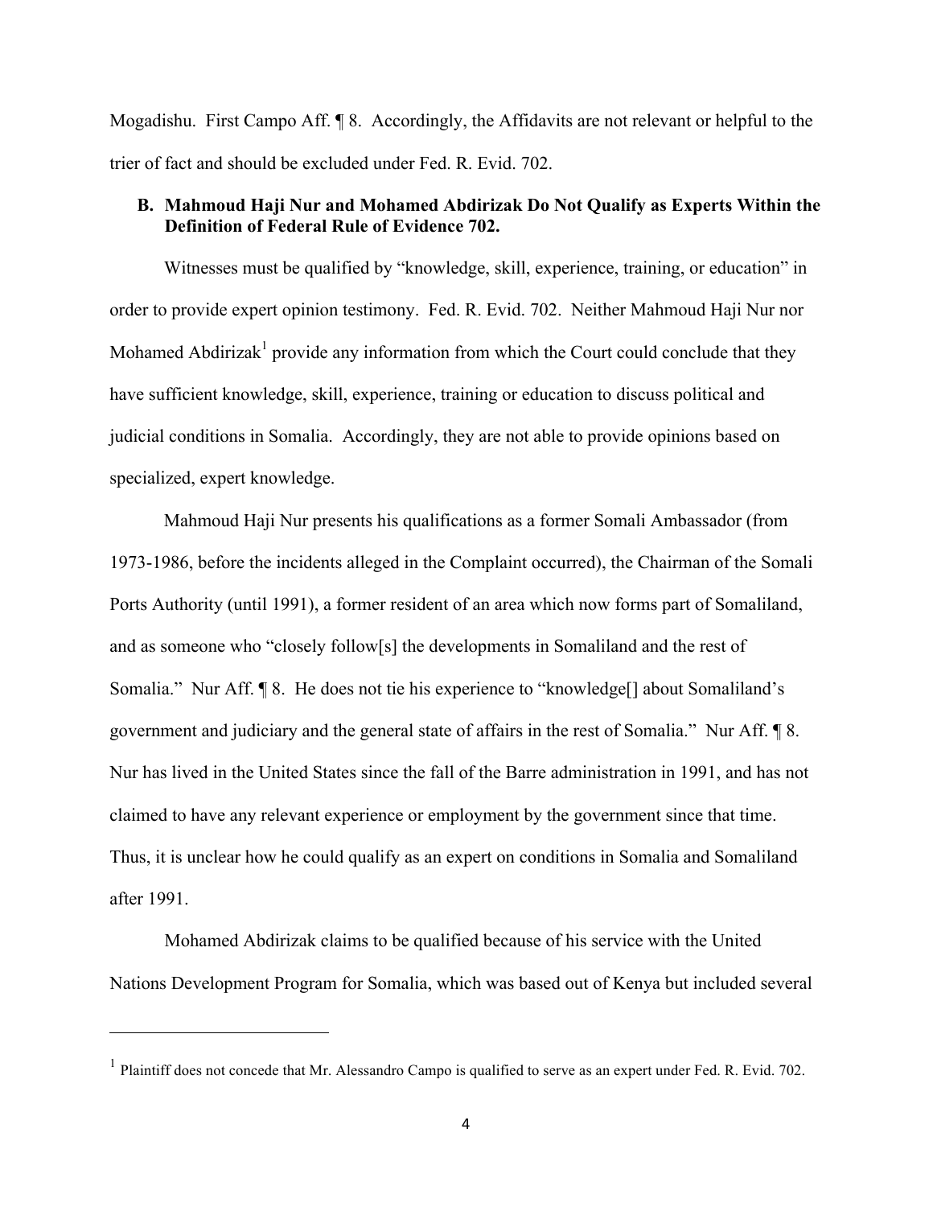Mogadishu. First Campo Aff. ¶ 8. Accordingly, the Affidavits are not relevant or helpful to the trier of fact and should be excluded under Fed. R. Evid. 702.

### B. Mahmoud Haji Nur and Mohamed Abdirizak Do Not Qualify as Experts Within the Definition of Federal Rule of Evidence 702.

Witnesses must be qualified by "knowledge, skill, experience, training, or education" in order to provide expert opinion testimony. Fed. R. Evid. 702. Neither Mahmoud Haji Nur nor Mohamed Abdirizak[1] provide any information from which the Court could conclude that they have sufficient knowledge, skill, experience, training or education to discuss political and judicial conditions in Somalia. Accordingly, they are not able to provide opinions based on specialized, expert knowledge.

Mahmoud Haji Nur presents his qualifications as a former Somali Ambassador (from 1973-1986, before the incidents alleged in the Complaint occurred), the Chairman of the Somali Ports Authority (until 1991), a former resident of an area which now forms part of Somaliland, and as someone who "closely follow[s] the developments in Somaliland and the rest of Somalia." Nur Aff. ¶ 8. He does not tie his experience to "knowledge[] about Somaliland's government and judiciary and the general state of affairs in the rest of Somalia." Nur Aff. ¶ 8. Nur has lived in the United States since the fall of the Barre administration in 1991, and has not claimed to have any relevant experience or employment by the government since that time. Thus, it is unclear how he could qualify as an expert on conditions in Somalia and Somaliland after 1991.

Mohamed Abdirizak claims to be qualified because of his service with the United Nations Development Program for Somalia, which was based out of Kenya but included several

---

[1] Plaintiff does not concede that Mr. Alessandro Campo is qualified to serve as an expert under Fed. R. Evid. 702.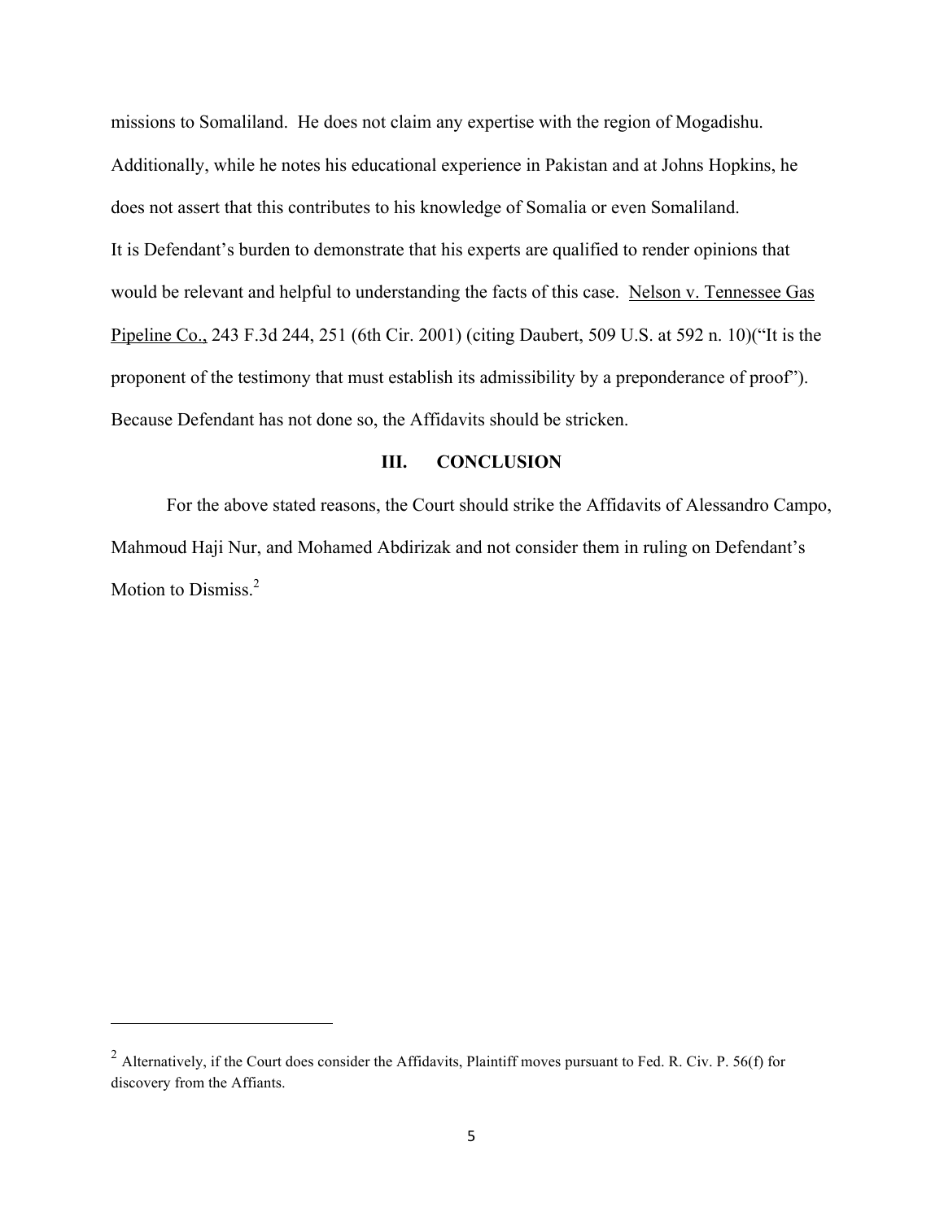missions to Somaliland. He does not claim any expertise with the region of Mogadishu. Additionally, while he notes his educational experience in Pakistan and at Johns Hopkins, he does not assert that this contributes to his knowledge of Somalia or even Somaliland.

It is Defendant's burden to demonstrate that his experts are qualified to render opinions that would be relevant and helpful to understanding the facts of this case. Nelson v. Tennessee Gas Pipeline Co., 243 F.3d 244, 251 (6th Cir. 2001) (citing Daubert, 509 U.S. at 592 n. 10)("It is the proponent of the testimony that must establish its admissibility by a preponderance of proof"). Because Defendant has not done so, the Affidavits should be stricken.

## III. CONCLUSION

For the above stated reasons, the Court should strike the Affidavits of Alessandro Campo, Mahmoud Haji Nur, and Mohamed Abdirizak and not consider them in ruling on Defendant's Motion to Dismiss.[2]

---

[2] Alternatively, if the Court does consider the Affidavits, Plaintiff moves pursuant to Fed. R. Civ. P. 56(f) for discovery from the Affiants.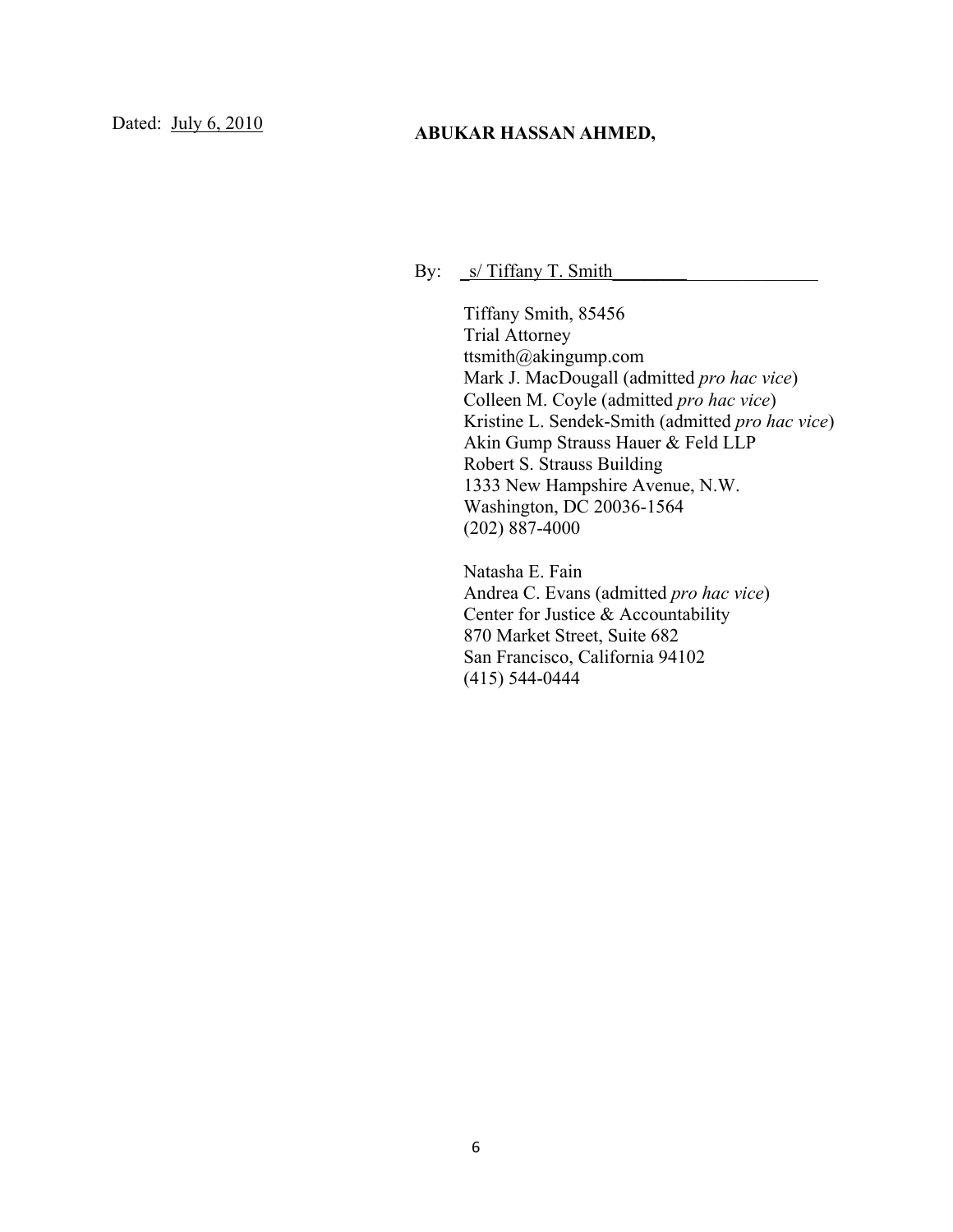Dated: July 6, 2010

**ABUKAR HASSAN AHMED,**

By: _s/ Tiffany T. Smith________

Tiffany Smith, 85456
Trial Attorney
ttsmith@akingump.com
Mark J. MacDougall (admitted *pro hac vice*)
Colleen M. Coyle (admitted *pro hac vice*)
Kristine L. Sendek-Smith (admitted *pro hac vice*)
Akin Gump Strauss Hauer & Feld LLP
Robert S. Strauss Building
1333 New Hampshire Avenue, N.W.
Washington, DC 20036-1564
(202) 887-4000

Natasha E. Fain
Andrea C. Evans (admitted *pro hac vice*)
Center for Justice & Accountability
870 Market Street, Suite 682
San Francisco, California 94102
(415) 544-0444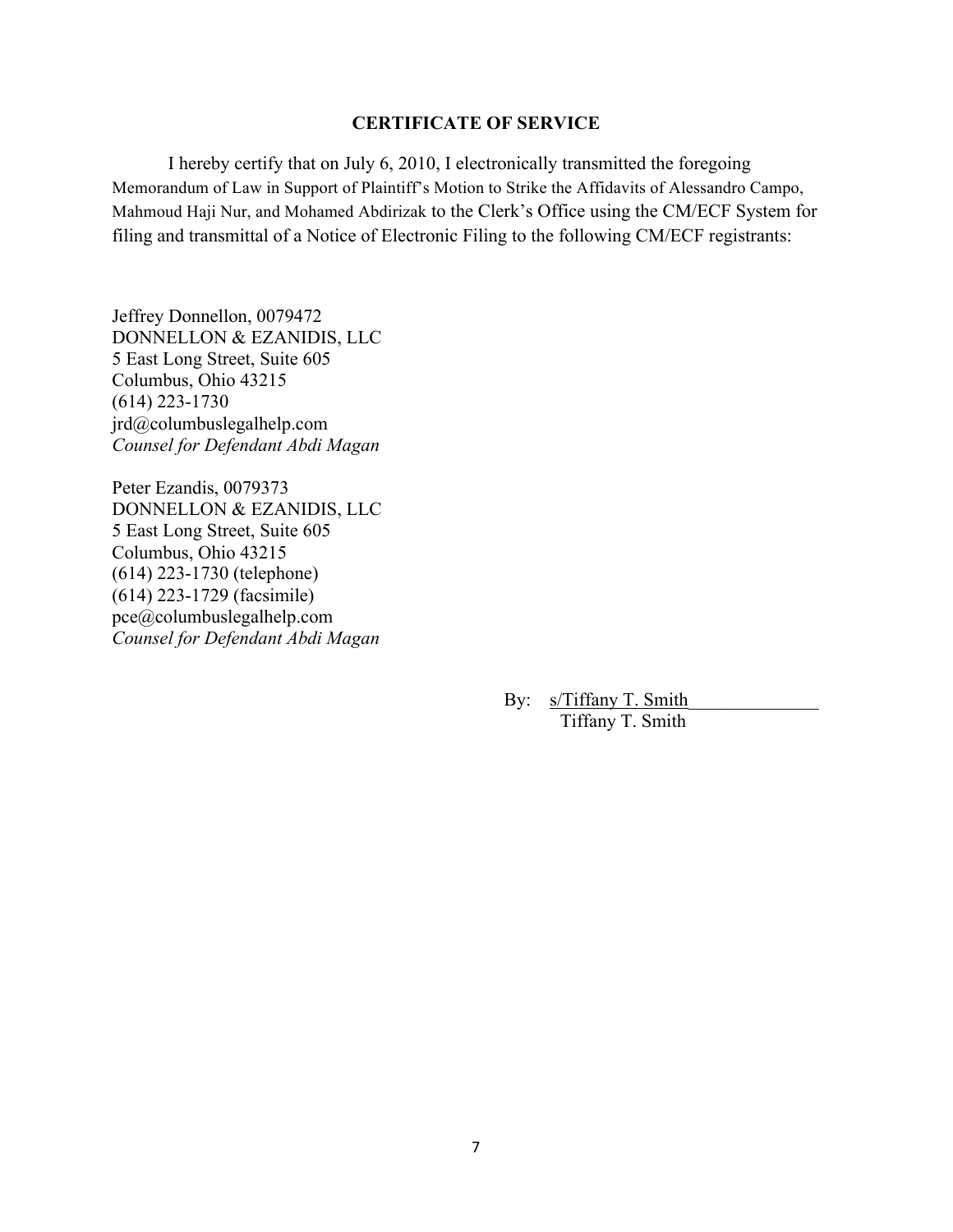**CERTIFICATE OF SERVICE**

I hereby certify that on July 6, 2010, I electronically transmitted the foregoing Memorandum of Law in Support of Plaintiff's Motion to Strike the Affidavits of Alessandro Campo, Mahmoud Haji Nur, and Mohamed Abdirizak to the Clerk's Office using the CM/ECF System for filing and transmittal of a Notice of Electronic Filing to the following CM/ECF registrants:

Jeffrey Donnellon, 0079472
DONNELLON & EZANIDIS, LLC
5 East Long Street, Suite 605
Columbus, Ohio 43215
(614) 223-1730
jrd@columbuslegalhelp.com
*Counsel for Defendant Abdi Magan*

Peter Ezandis, 0079373
DONNELLON & EZANIDIS, LLC
5 East Long Street, Suite 605
Columbus, Ohio 43215
(614) 223-1730 (telephone)
(614) 223-1729 (facsimile)
pce@columbuslegalhelp.com
*Counsel for Defendant Abdi Magan*

By: s/Tiffany T. Smith
Tiffany T. Smith